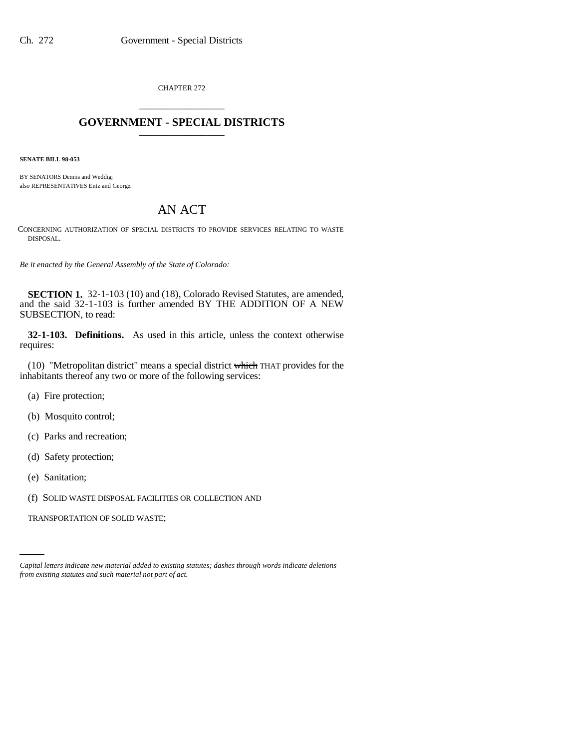CHAPTER 272

# GOVERNMENT - SPECIAL DISTRICTS

**SENATE BILL 98-053**

BY SENATORS Dennis and Weddig;
also REPRESENTATIVES Entz and George.

## AN ACT

CONCERNING AUTHORIZATION OF SPECIAL DISTRICTS TO PROVIDE SERVICES RELATING TO WASTE DISPOSAL.

*Be it enacted by the General Assembly of the State of Colorado:*

**SECTION 1.** 32-1-103 (10) and (18), Colorado Revised Statutes, are amended, and the said 32-1-103 is further amended BY THE ADDITION OF A NEW SUBSECTION, to read:

**32-1-103. Definitions.** As used in this article, unless the context otherwise requires:

(10) "Metropolitan district" means a special district ~~which~~ THAT provides for the inhabitants thereof any two or more of the following services:

(a) Fire protection;

(b) Mosquito control;

(c) Parks and recreation;

(d) Safety protection;

(e) Sanitation;

(f) SOLID WASTE DISPOSAL FACILITIES OR COLLECTION AND TRANSPORTATION OF SOLID WASTE;

*Capital letters indicate new material added to existing statutes; dashes through words indicate deletions from existing statutes and such material not part of act.*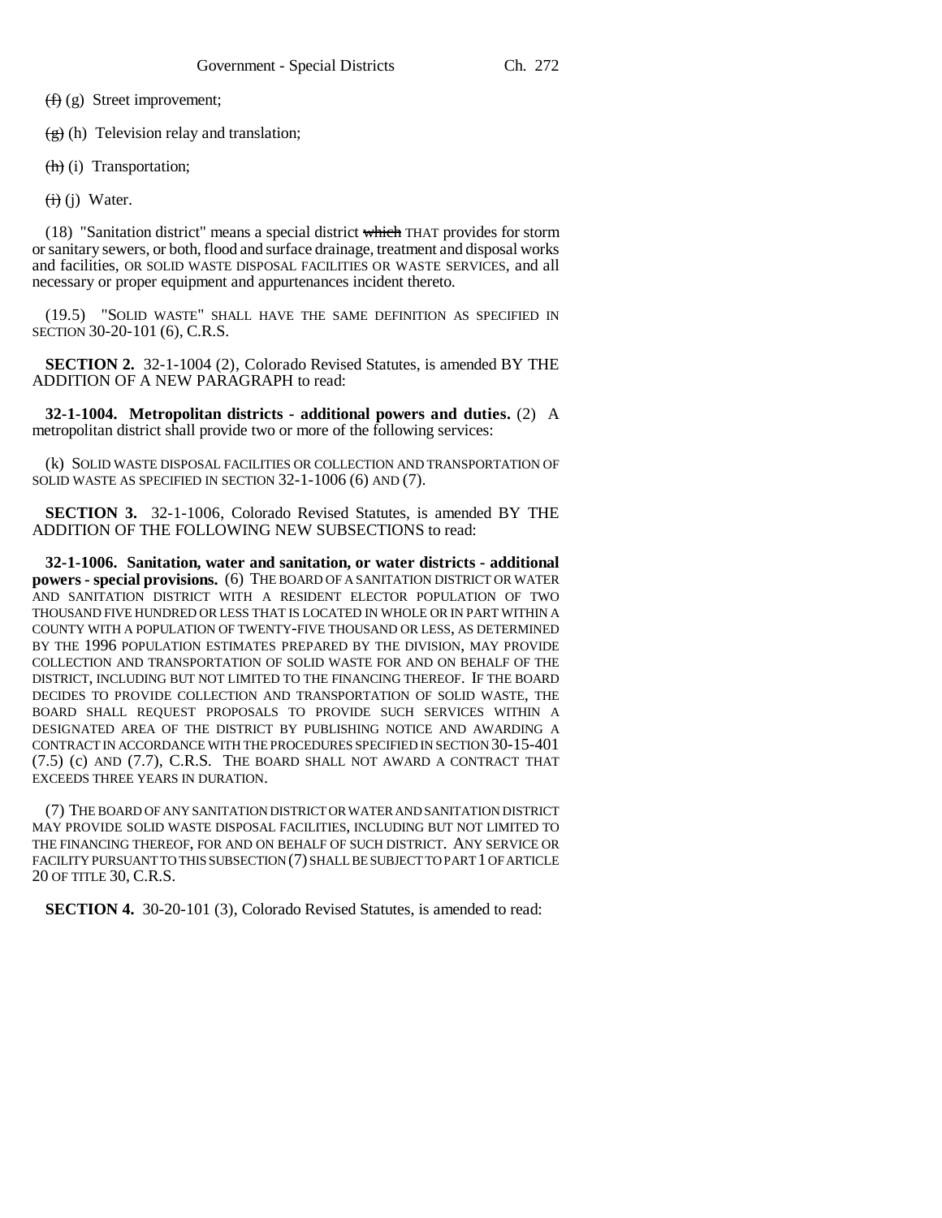~~(f)~~ (g) Street improvement;

~~(g)~~ (h) Television relay and translation;

~~(h)~~ (i) Transportation;

~~(i)~~ (j) Water.

(18) "Sanitation district" means a special district ~~which~~ THAT provides for storm or sanitary sewers, or both, flood and surface drainage, treatment and disposal works and facilities, OR SOLID WASTE DISPOSAL FACILITIES OR WASTE SERVICES, and all necessary or proper equipment and appurtenances incident thereto.

(19.5) "SOLID WASTE" SHALL HAVE THE SAME DEFINITION AS SPECIFIED IN SECTION 30-20-101 (6), C.R.S.

**SECTION 2.** 32-1-1004 (2), Colorado Revised Statutes, is amended BY THE ADDITION OF A NEW PARAGRAPH to read:

**32-1-1004. Metropolitan districts - additional powers and duties.** (2) A metropolitan district shall provide two or more of the following services:

(k) SOLID WASTE DISPOSAL FACILITIES OR COLLECTION AND TRANSPORTATION OF SOLID WASTE AS SPECIFIED IN SECTION 32-1-1006 (6) AND (7).

**SECTION 3.** 32-1-1006, Colorado Revised Statutes, is amended BY THE ADDITION OF THE FOLLOWING NEW SUBSECTIONS to read:

**32-1-1006. Sanitation, water and sanitation, or water districts - additional powers - special provisions.** (6) THE BOARD OF A SANITATION DISTRICT OR WATER AND SANITATION DISTRICT WITH A RESIDENT ELECTOR POPULATION OF TWO THOUSAND FIVE HUNDRED OR LESS THAT IS LOCATED IN WHOLE OR IN PART WITHIN A COUNTY WITH A POPULATION OF TWENTY-FIVE THOUSAND OR LESS, AS DETERMINED BY THE 1996 POPULATION ESTIMATES PREPARED BY THE DIVISION, MAY PROVIDE COLLECTION AND TRANSPORTATION OF SOLID WASTE FOR AND ON BEHALF OF THE DISTRICT, INCLUDING BUT NOT LIMITED TO THE FINANCING THEREOF. IF THE BOARD DECIDES TO PROVIDE COLLECTION AND TRANSPORTATION OF SOLID WASTE, THE BOARD SHALL REQUEST PROPOSALS TO PROVIDE SUCH SERVICES WITHIN A DESIGNATED AREA OF THE DISTRICT BY PUBLISHING NOTICE AND AWARDING A CONTRACT IN ACCORDANCE WITH THE PROCEDURES SPECIFIED IN SECTION 30-15-401 (7.5) (c) AND (7.7), C.R.S. THE BOARD SHALL NOT AWARD A CONTRACT THAT EXCEEDS THREE YEARS IN DURATION.

(7) THE BOARD OF ANY SANITATION DISTRICT OR WATER AND SANITATION DISTRICT MAY PROVIDE SOLID WASTE DISPOSAL FACILITIES, INCLUDING BUT NOT LIMITED TO THE FINANCING THEREOF, FOR AND ON BEHALF OF SUCH DISTRICT. ANY SERVICE OR FACILITY PURSUANT TO THIS SUBSECTION (7) SHALL BE SUBJECT TO PART 1 OF ARTICLE 20 OF TITLE 30, C.R.S.

**SECTION 4.** 30-20-101 (3), Colorado Revised Statutes, is amended to read: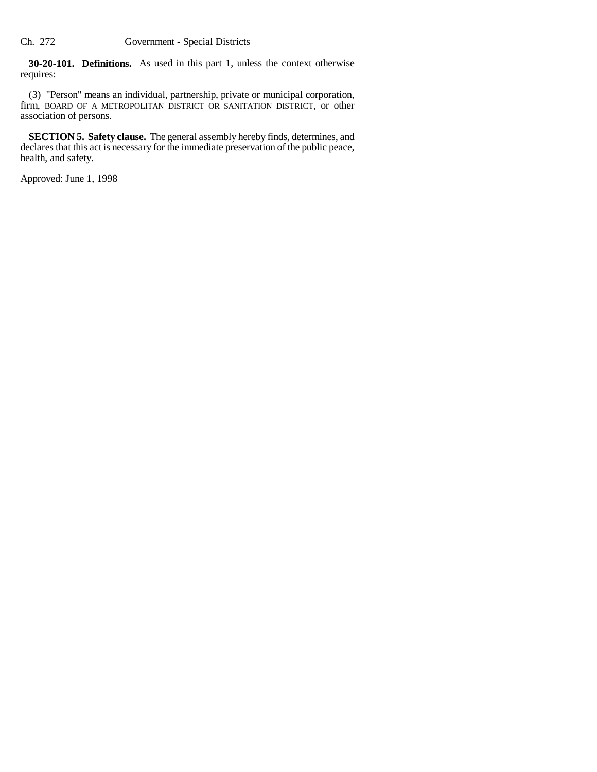**30-20-101. Definitions.** As used in this part 1, unless the context otherwise requires:

(3) "Person" means an individual, partnership, private or municipal corporation, firm, BOARD OF A METROPOLITAN DISTRICT OR SANITATION DISTRICT, or other association of persons.

**SECTION 5. Safety clause.** The general assembly hereby finds, determines, and declares that this act is necessary for the immediate preservation of the public peace, health, and safety.

Approved: June 1, 1998